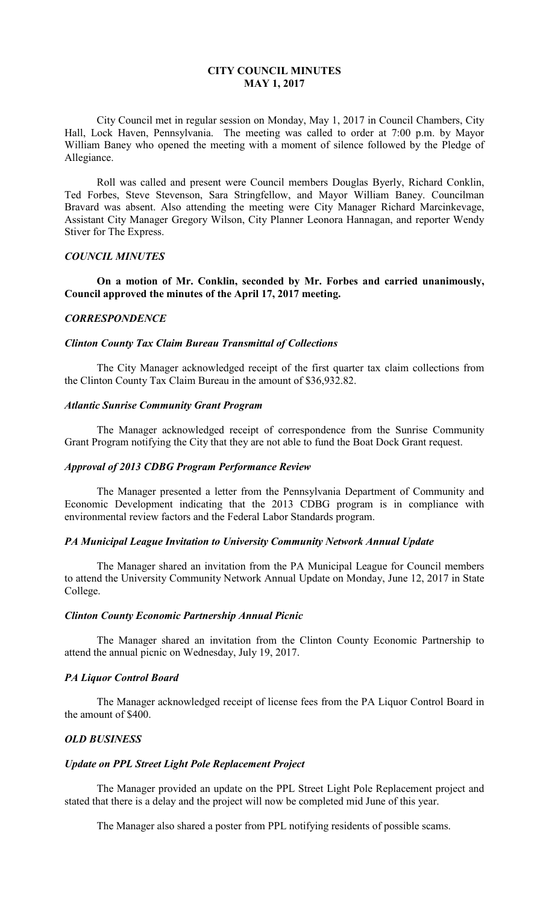# CITY COUNCIL MINUTES
## MAY 1, 2017

City Council met in regular session on Monday, May 1, 2017 in Council Chambers, City Hall, Lock Haven, Pennsylvania. The meeting was called to order at 7:00 p.m. by Mayor William Baney who opened the meeting with a moment of silence followed by the Pledge of Allegiance.

Roll was called and present were Council members Douglas Byerly, Richard Conklin, Ted Forbes, Steve Stevenson, Sara Stringfellow, and Mayor William Baney. Councilman Bravard was absent. Also attending the meeting were City Manager Richard Marcinkevage, Assistant City Manager Gregory Wilson, City Planner Leonora Hannagan, and reporter Wendy Stiver for The Express.

### *COUNCIL MINUTES*

**On a motion of Mr. Conklin, seconded by Mr. Forbes and carried unanimously, Council approved the minutes of the April 17, 2017 meeting.**

### *CORRESPONDENCE*

#### *Clinton County Tax Claim Bureau Transmittal of Collections*

The City Manager acknowledged receipt of the first quarter tax claim collections from the Clinton County Tax Claim Bureau in the amount of $36,932.82.

#### *Atlantic Sunrise Community Grant Program*

The Manager acknowledged receipt of correspondence from the Sunrise Community Grant Program notifying the City that they are not able to fund the Boat Dock Grant request.

#### *Approval of 2013 CDBG Program Performance Review*

The Manager presented a letter from the Pennsylvania Department of Community and Economic Development indicating that the 2013 CDBG program is in compliance with environmental review factors and the Federal Labor Standards program.

#### *PA Municipal League Invitation to University Community Network Annual Update*

The Manager shared an invitation from the PA Municipal League for Council members to attend the University Community Network Annual Update on Monday, June 12, 2017 in State College.

#### *Clinton County Economic Partnership Annual Picnic*

The Manager shared an invitation from the Clinton County Economic Partnership to attend the annual picnic on Wednesday, July 19, 2017.

#### *PA Liquor Control Board*

The Manager acknowledged receipt of license fees from the PA Liquor Control Board in the amount of $400.

### *OLD BUSINESS*

#### *Update on PPL Street Light Pole Replacement Project*

The Manager provided an update on the PPL Street Light Pole Replacement project and stated that there is a delay and the project will now be completed mid June of this year.

The Manager also shared a poster from PPL notifying residents of possible scams.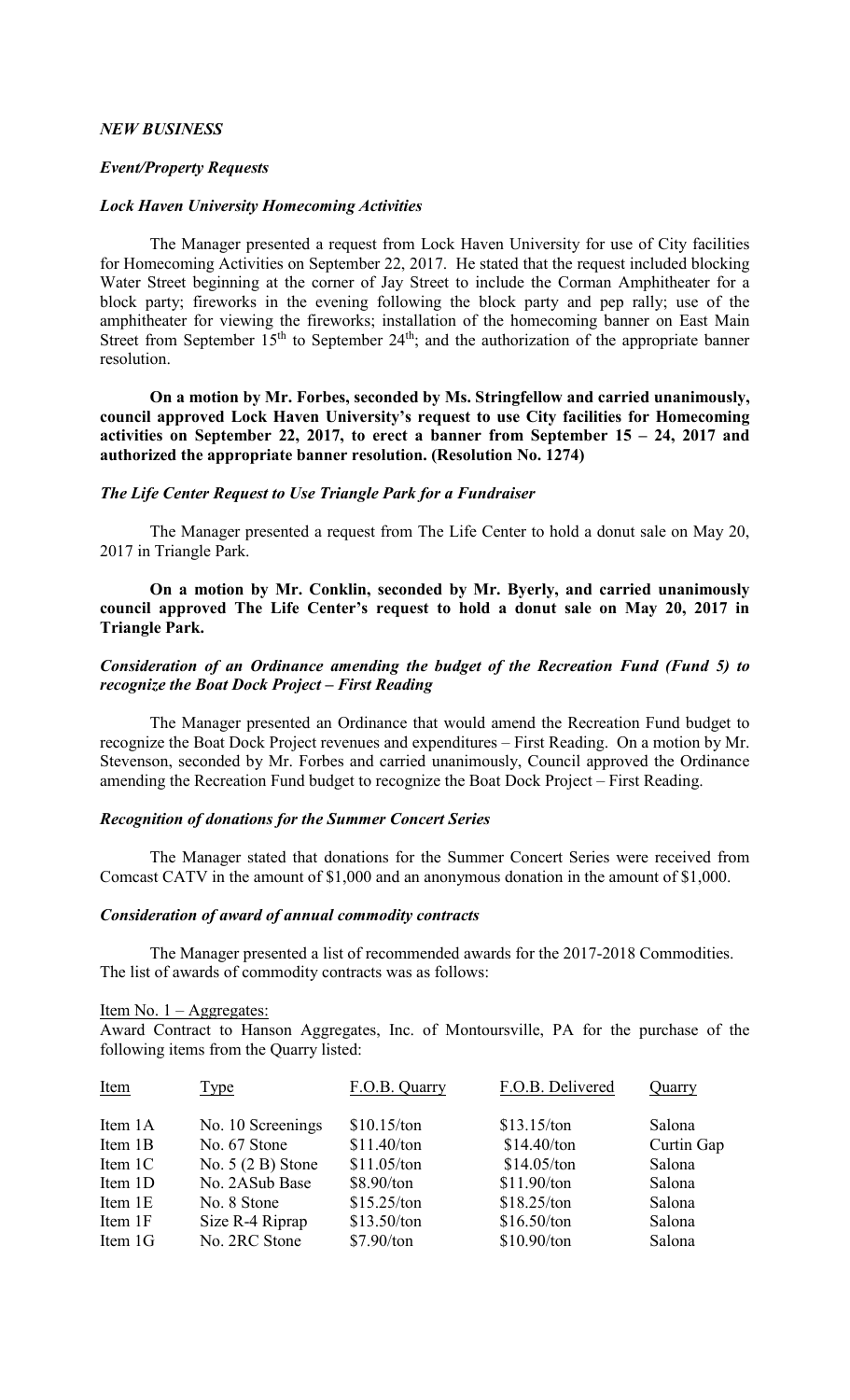## *NEW BUSINESS*

### *Event/Property Requests*

### *Lock Haven University Homecoming Activities*

The Manager presented a request from Lock Haven University for use of City facilities for Homecoming Activities on September 22, 2017. He stated that the request included blocking Water Street beginning at the corner of Jay Street to include the Corman Amphitheater for a block party; fireworks in the evening following the block party and pep rally; use of the amphitheater for viewing the fireworks; installation of the homecoming banner on East Main Street from September 15th to September 24th; and the authorization of the appropriate banner resolution.

**On a motion by Mr. Forbes, seconded by Ms. Stringfellow and carried unanimously, council approved Lock Haven University's request to use City facilities for Homecoming activities on September 22, 2017, to erect a banner from September 15 – 24, 2017 and authorized the appropriate banner resolution. (Resolution No. 1274)**

### *The Life Center Request to Use Triangle Park for a Fundraiser*

The Manager presented a request from The Life Center to hold a donut sale on May 20, 2017 in Triangle Park.

**On a motion by Mr. Conklin, seconded by Mr. Byerly, and carried unanimously council approved The Life Center's request to hold a donut sale on May 20, 2017 in Triangle Park.**

### *Consideration of an Ordinance amending the budget of the Recreation Fund (Fund 5) to recognize the Boat Dock Project – First Reading*

The Manager presented an Ordinance that would amend the Recreation Fund budget to recognize the Boat Dock Project revenues and expenditures – First Reading. On a motion by Mr. Stevenson, seconded by Mr. Forbes and carried unanimously, Council approved the Ordinance amending the Recreation Fund budget to recognize the Boat Dock Project – First Reading.

### *Recognition of donations for the Summer Concert Series*

The Manager stated that donations for the Summer Concert Series were received from Comcast CATV in the amount of $1,000 and an anonymous donation in the amount of $1,000.

### *Consideration of award of annual commodity contracts*

The Manager presented a list of recommended awards for the 2017-2018 Commodities. The list of awards of commodity contracts was as follows:

Item No. 1 – Aggregates:

Award Contract to Hanson Aggregates, Inc. of Montoursville, PA for the purchase of the following items from the Quarry listed:

| Item | Type | F.O.B. Quarry | F.O.B. Delivered | Quarry |
|---|---|---|---|---|
| Item 1A | No. 10 Screenings | $10.15/ton | $13.15/ton | Salona |
| Item 1B | No. 67 Stone | $11.40/ton | $14.40/ton | Curtin Gap |
| Item 1C | No. 5 (2 B) Stone | $11.05/ton | $14.05/ton | Salona |
| Item 1D | No. 2ASub Base | $8.90/ton | $11.90/ton | Salona |
| Item 1E | No. 8 Stone | $15.25/ton | $18.25/ton | Salona |
| Item 1F | Size R-4 Riprap | $13.50/ton | $16.50/ton | Salona |
| Item 1G | No. 2RC Stone | $7.90/ton | $10.90/ton | Salona |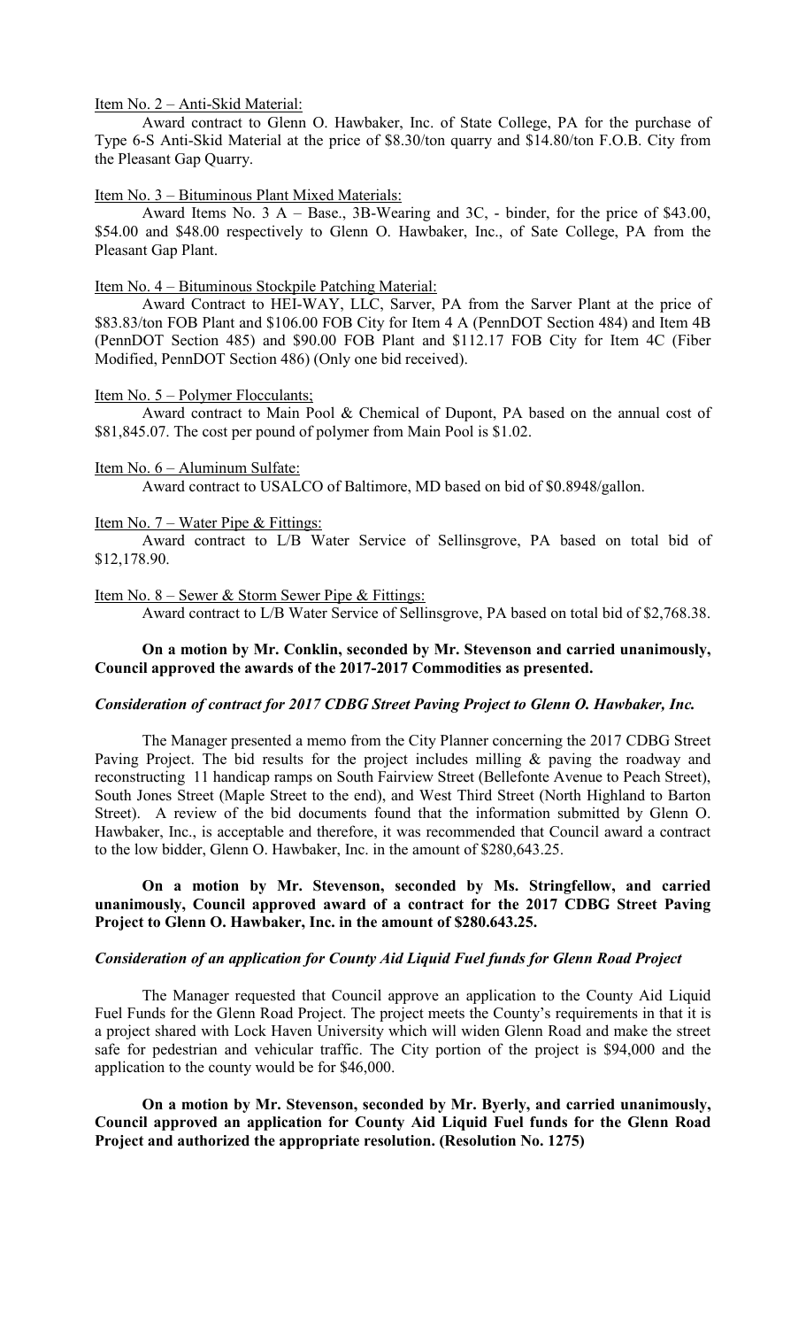Item No. 2 – Anti-Skid Material:

Award contract to Glenn O. Hawbaker, Inc. of State College, PA for the purchase of Type 6-S Anti-Skid Material at the price of \$8.30/ton quarry and \$14.80/ton F.O.B. City from the Pleasant Gap Quarry.

Item No. 3 – Bituminous Plant Mixed Materials:

Award Items No. 3 A – Base., 3B-Wearing and 3C, - binder, for the price of \$43.00, \$54.00 and \$48.00 respectively to Glenn O. Hawbaker, Inc., of Sate College, PA from the Pleasant Gap Plant.

Item No. 4 – Bituminous Stockpile Patching Material:

Award Contract to HEI-WAY, LLC, Sarver, PA from the Sarver Plant at the price of \$83.83/ton FOB Plant and \$106.00 FOB City for Item 4 A (PennDOT Section 484) and Item 4B (PennDOT Section 485) and \$90.00 FOB Plant and \$112.17 FOB City for Item 4C (Fiber Modified, PennDOT Section 486) (Only one bid received).

Item No. 5 – Polymer Flocculants;

Award contract to Main Pool & Chemical of Dupont, PA based on the annual cost of \$81,845.07. The cost per pound of polymer from Main Pool is \$1.02.

Item No. 6 – Aluminum Sulfate:

Award contract to USALCO of Baltimore, MD based on bid of \$0.8948/gallon.

Item No. 7 – Water Pipe & Fittings:

Award contract to L/B Water Service of Sellinsgrove, PA based on total bid of \$12,178.90.

Item No. 8 – Sewer & Storm Sewer Pipe & Fittings:

Award contract to L/B Water Service of Sellinsgrove, PA based on total bid of \$2,768.38.

**On a motion by Mr. Conklin, seconded by Mr. Stevenson and carried unanimously, Council approved the awards of the 2017-2017 Commodities as presented.**

***Consideration of contract for 2017 CDBG Street Paving Project to Glenn O. Hawbaker, Inc.***

The Manager presented a memo from the City Planner concerning the 2017 CDBG Street Paving Project. The bid results for the project includes milling & paving the roadway and reconstructing 11 handicap ramps on South Fairview Street (Bellefonte Avenue to Peach Street), South Jones Street (Maple Street to the end), and West Third Street (North Highland to Barton Street). A review of the bid documents found that the information submitted by Glenn O. Hawbaker, Inc., is acceptable and therefore, it was recommended that Council award a contract to the low bidder, Glenn O. Hawbaker, Inc. in the amount of \$280,643.25.

**On a motion by Mr. Stevenson, seconded by Ms. Stringfellow, and carried unanimously, Council approved award of a contract for the 2017 CDBG Street Paving Project to Glenn O. Hawbaker, Inc. in the amount of \$280.643.25.**

***Consideration of an application for County Aid Liquid Fuel funds for Glenn Road Project***

The Manager requested that Council approve an application to the County Aid Liquid Fuel Funds for the Glenn Road Project. The project meets the County's requirements in that it is a project shared with Lock Haven University which will widen Glenn Road and make the street safe for pedestrian and vehicular traffic. The City portion of the project is \$94,000 and the application to the county would be for \$46,000.

**On a motion by Mr. Stevenson, seconded by Mr. Byerly, and carried unanimously, Council approved an application for County Aid Liquid Fuel funds for the Glenn Road Project and authorized the appropriate resolution. (Resolution No. 1275)**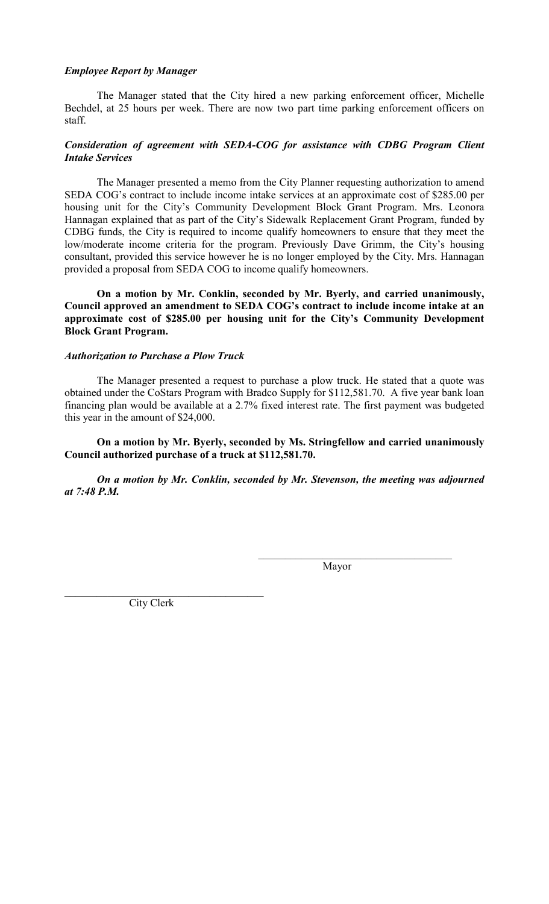***Employee Report by Manager***

The Manager stated that the City hired a new parking enforcement officer, Michelle Bechdel, at 25 hours per week. There are now two part time parking enforcement officers on staff.

***Consideration of agreement with SEDA-COG for assistance with CDBG Program Client Intake Services***

The Manager presented a memo from the City Planner requesting authorization to amend SEDA COG's contract to include income intake services at an approximate cost of $285.00 per housing unit for the City's Community Development Block Grant Program. Mrs. Leonora Hannagan explained that as part of the City's Sidewalk Replacement Grant Program, funded by CDBG funds, the City is required to income qualify homeowners to ensure that they meet the low/moderate income criteria for the program. Previously Dave Grimm, the City's housing consultant, provided this service however he is no longer employed by the City. Mrs. Hannagan provided a proposal from SEDA COG to income qualify homeowners.

**On a motion by Mr. Conklin, seconded by Mr. Byerly, and carried unanimously, Council approved an amendment to SEDA COG's contract to include income intake at an approximate cost of $285.00 per housing unit for the City's Community Development Block Grant Program.**

***Authorization to Purchase a Plow Truck***

The Manager presented a request to purchase a plow truck. He stated that a quote was obtained under the CoStars Program with Bradco Supply for $112,581.70. A five year bank loan financing plan would be available at a 2.7% fixed interest rate. The first payment was budgeted this year in the amount of $24,000.

**On a motion by Mr. Byerly, seconded by Ms. Stringfellow and carried unanimously Council authorized purchase of a truck at $112,581.70.**

***On a motion by Mr. Conklin, seconded by Mr. Stevenson, the meeting was adjourned at 7:48 P.M.***

\_\_\_\_\_\_\_\_\_\_\_\_\_\_\_\_\_\_\_\_\_\_\_\_\_\_\_\_\_\_\_\_\_\_\_\_\_\_

Mayor

\_\_\_\_\_\_\_\_\_\_\_\_\_\_\_\_\_\_\_\_\_\_\_\_\_\_\_\_\_\_\_\_\_\_\_\_\_\_

City Clerk